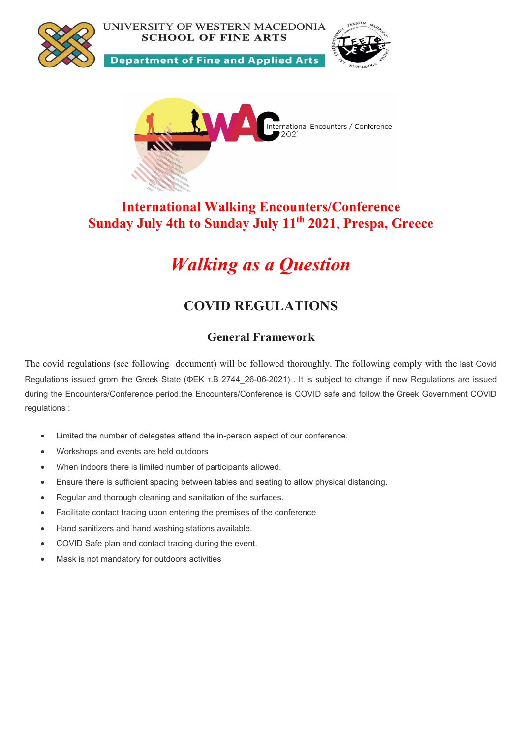UNIVERSITY OF WESTERN MACEDONIA
SCHOOL OF FINE ARTS

Department of Fine and Applied Arts

WAC International Encounters / Conference 2021

# International Walking Encounters/Conference
# Sunday July 4th to Sunday July 11th 2021, Prespa, Greece

# *Walking as a Question*

## COVID REGULATIONS

### General Framework

The covid regulations (see following document) will be followed thoroughly. The following comply with the last Covid Regulations issued grom the Greek State (ΦΕΚ τ.Β 2744_26-06-2021) . It is subject to change if new Regulations are issued during the Encounters/Conference period.the Encounters/Conference is COVID safe and follow the Greek Government COVID regulations :

- Limited the number of delegates attend the in-person aspect of our conference.
- Workshops and events are held outdoors
- When indoors there is limited number of participants allowed.
- Ensure there is sufficient spacing between tables and seating to allow physical distancing.
- Regular and thorough cleaning and sanitation of the surfaces.
- Facilitate contact tracing upon entering the premises of the conference
- Hand sanitizers and hand washing stations available.
- COVID Safe plan and contact tracing during the event.
- Mask is not mandatory for outdoors activities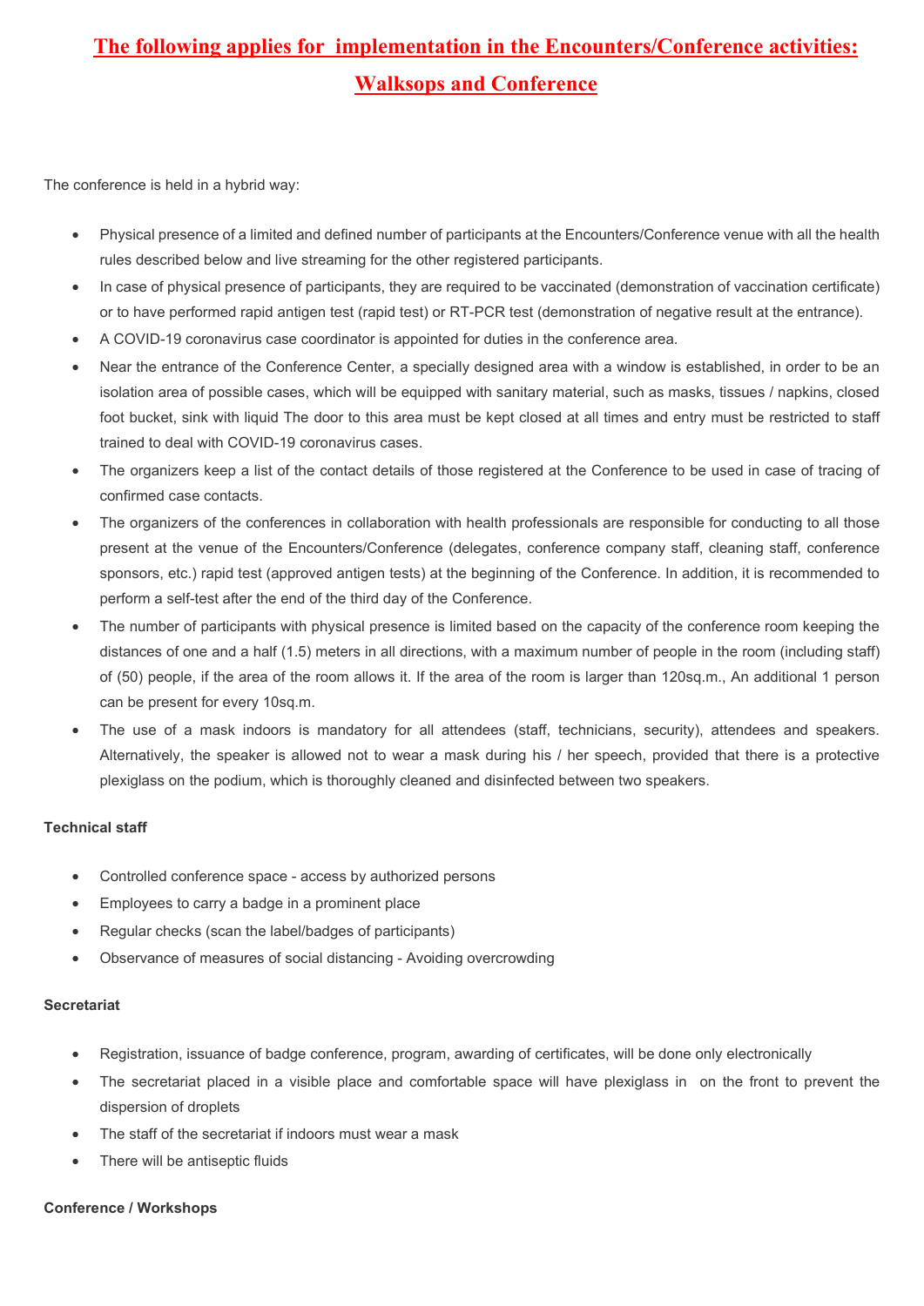# The following applies for implementation in the Encounters/Conference activities: Walksops and Conference

The conference is held in a hybrid way:

- Physical presence of a limited and defined number of participants at the Encounters/Conference venue with all the health rules described below and live streaming for the other registered participants.
- In case of physical presence of participants, they are required to be vaccinated (demonstration of vaccination certificate) or to have performed rapid antigen test (rapid test) or RT-PCR test (demonstration of negative result at the entrance).
- A COVID-19 coronavirus case coordinator is appointed for duties in the conference area.
- Near the entrance of the Conference Center, a specially designed area with a window is established, in order to be an isolation area of possible cases, which will be equipped with sanitary material, such as masks, tissues / napkins, closed foot bucket, sink with liquid The door to this area must be kept closed at all times and entry must be restricted to staff trained to deal with COVID-19 coronavirus cases.
- The organizers keep a list of the contact details of those registered at the Conference to be used in case of tracing of confirmed case contacts.
- The organizers of the conferences in collaboration with health professionals are responsible for conducting to all those present at the venue of the Encounters/Conference (delegates, conference company staff, cleaning staff, conference sponsors, etc.) rapid test (approved antigen tests) at the beginning of the Conference. In addition, it is recommended to perform a self-test after the end of the third day of the Conference.
- The number of participants with physical presence is limited based on the capacity of the conference room keeping the distances of one and a half (1.5) meters in all directions, with a maximum number of people in the room (including staff) of (50) people, if the area of the room allows it. If the area of the room is larger than 120sq.m., An additional 1 person can be present for every 10sq.m.
- The use of a mask indoors is mandatory for all attendees (staff, technicians, security), attendees and speakers. Alternatively, the speaker is allowed not to wear a mask during his / her speech, provided that there is a protective plexiglass on the podium, which is thoroughly cleaned and disinfected between two speakers.

**Technical staff**

- Controlled conference space - access by authorized persons
- Employees to carry a badge in a prominent place
- Regular checks (scan the label/badges of participants)
- Observance of measures of social distancing - Avoiding overcrowding

**Secretariat**

- Registration, issuance of badge conference, program, awarding of certificates, will be done only electronically
- The secretariat placed in a visible place and comfortable space will have plexiglass in on the front to prevent the dispersion of droplets
- The staff of the secretariat if indoors must wear a mask
- There will be antiseptic fluids

**Conference / Workshops**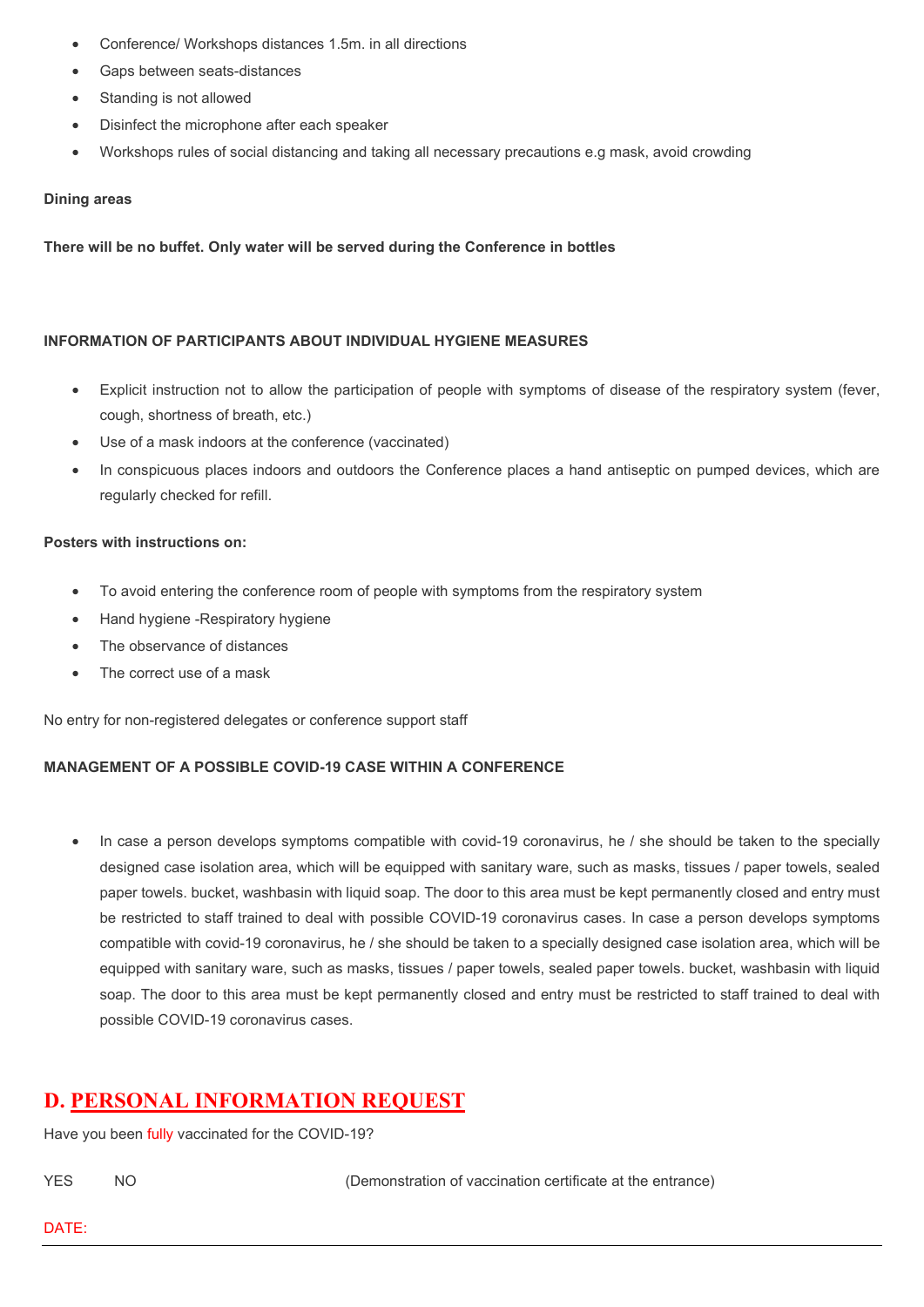- Conference/ Workshops distances 1.5m. in all directions
- Gaps between seats-distances
- Standing is not allowed
- Disinfect the microphone after each speaker
- Workshops rules of social distancing and taking all necessary precautions e.g mask, avoid crowding

**Dining areas**

**There will be no buffet. Only water will be served during the Conference in bottles**

**INFORMATION OF PARTICIPANTS ABOUT INDIVIDUAL HYGIENE MEASURES**

- Explicit instruction not to allow the participation of people with symptoms of disease of the respiratory system (fever, cough, shortness of breath, etc.)
- Use of a mask indoors at the conference (vaccinated)
- In conspicuous places indoors and outdoors the Conference places a hand antiseptic on pumped devices, which are regularly checked for refill.

**Posters with instructions on:**

- To avoid entering the conference room of people with symptoms from the respiratory system
- Hand hygiene -Respiratory hygiene
- The observance of distances
- The correct use of a mask

No entry for non-registered delegates or conference support staff

**MANAGEMENT OF A POSSIBLE COVID-19 CASE WITHIN A CONFERENCE**

- In case a person develops symptoms compatible with covid-19 coronavirus, he / she should be taken to the specially designed case isolation area, which will be equipped with sanitary ware, such as masks, tissues / paper towels, sealed paper towels. bucket, washbasin with liquid soap. The door to this area must be kept permanently closed and entry must be restricted to staff trained to deal with possible COVID-19 coronavirus cases. In case a person develops symptoms compatible with covid-19 coronavirus, he / she should be taken to a specially designed case isolation area, which will be equipped with sanitary ware, such as masks, tissues / paper towels, sealed paper towels. bucket, washbasin with liquid soap. The door to this area must be kept permanently closed and entry must be restricted to staff trained to deal with possible COVID-19 coronavirus cases.

## D. PERSONAL INFORMATION REQUEST

Have you been fully vaccinated for the COVID-19?

YES NO (Demonstration of vaccination certificate at the entrance)

DATE: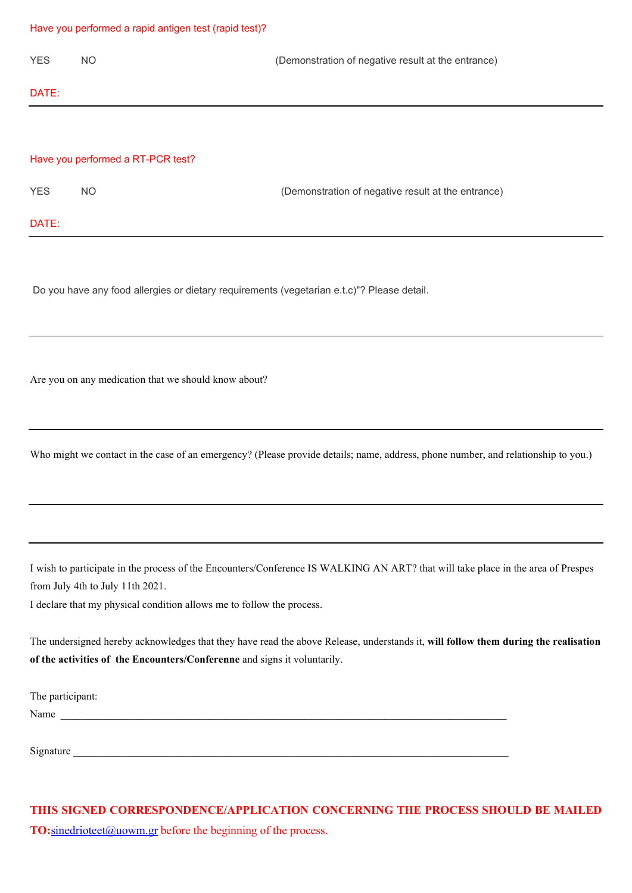Have you performed a rapid antigen test (rapid test)?

YES NO (Demonstration of negative result at the entrance)

DATE:

---

Have you performed a RT-PCR test?

YES NO (Demonstration of negative result at the entrance)

DATE:

---

Do you have any food allergies or dietary requirements (vegetarian e.t.c)"? Please detail.

---

Are you on any medication that we should know about?

---

Who might we contact in the case of an emergency? (Please provide details; name, address, phone number, and relationship to you.)

---

---

I wish to participate in the process of the Encounters/Conference IS WALKING AN ART? that will take place in the area of Prespes from July 4th to July 11th 2021.
I declare that my physical condition allows me to follow the process.

The undersigned hereby acknowledges that they have read the above Release, understands it, **will follow them during the realisation of the activities of the Encounters/Conferenne** and signs it voluntarily.

The participant:
Name ___________________________________________________________________________

Signature ________________________________________________________________________

**THIS SIGNED CORRESPONDENCE/APPLICATION CONCERNING THE PROCESS SHOULD BE MAILED TO:**sinedrioteet@uowm.gr before the beginning of the process.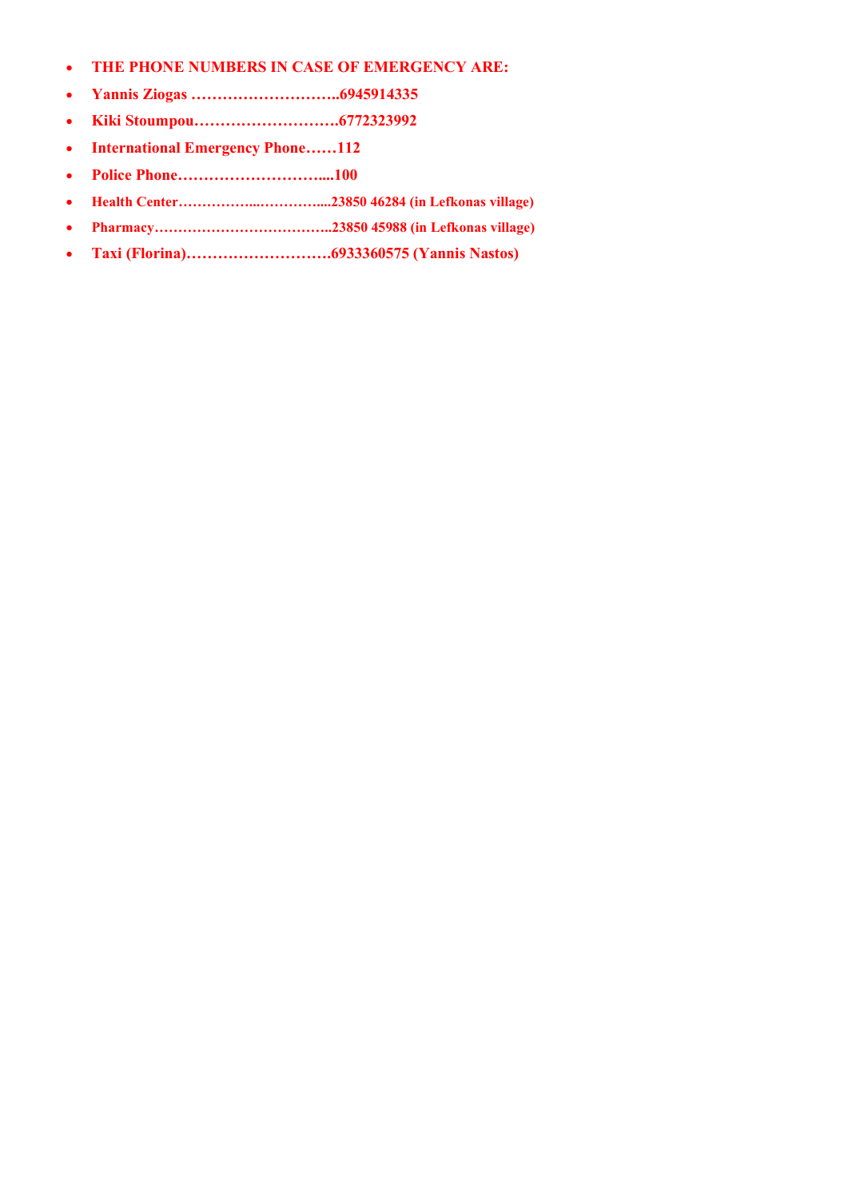- **THE PHONE NUMBERS IN CASE OF EMERGENCY ARE:**
- **Yannis Ziogas ………………………..6945914335**
- **Kiki Stoumpou……………………….6772323992**
- **International Emergency Phone……112**
- **Police Phone……………………….....100**
- **Health Center……………...…………....23850 46284 (in Lefkonas village)**
- **Pharmacy………………………………..23850 45988 (in Lefkonas village)**
- **Taxi (Florina)……………………….6933360575 (Yannis Nastos)**